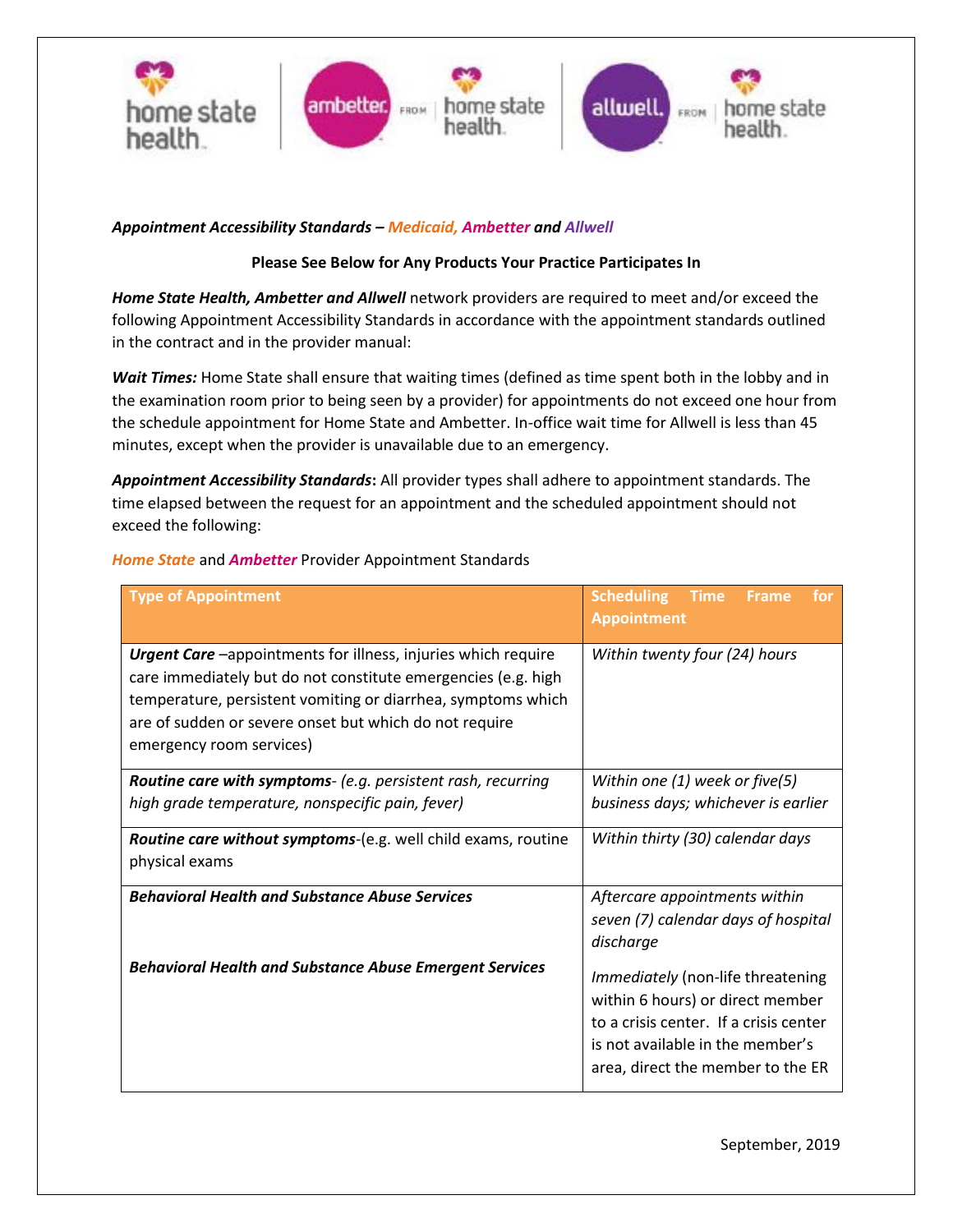***Appointment Accessibility Standards – Medicaid, Ambetter and Allwell***

**Please See Below for Any Products Your Practice Participates In**

***Home State Health, Ambetter and Allwell*** network providers are required to meet and/or exceed the following Appointment Accessibility Standards in accordance with the appointment standards outlined in the contract and in the provider manual:

***Wait Times:*** Home State shall ensure that waiting times (defined as time spent both in the lobby and in the examination room prior to being seen by a provider) for appointments do not exceed one hour from the schedule appointment for Home State and Ambetter. In-office wait time for Allwell is less than 45 minutes, except when the provider is unavailable due to an emergency.

***Appointment Accessibility Standards*:** All provider types shall adhere to appointment standards. The time elapsed between the request for an appointment and the scheduled appointment should not exceed the following:

*Home State* and *Ambetter* Provider Appointment Standards

| Type of Appointment | Scheduling Time Frame for Appointment |
|---|---|
| ***Urgent Care*** –appointments for illness, injuries which require care immediately but do not constitute emergencies (e.g. high temperature, persistent vomiting or diarrhea, symptoms which are of sudden or severe onset but which do not require emergency room services) | *Within twenty four (24) hours* |
| ***Routine care with symptoms****- (e.g. persistent rash, recurring high grade temperature, nonspecific pain, fever)* | *Within one (1) week or five(5) business days; whichever is earlier* |
| ***Routine care without symptoms***-(e.g. well child exams, routine physical exams | *Within thirty (30) calendar days* |
| ***Behavioral Health and Substance Abuse Services*** | *Aftercare appointments within seven (7) calendar days of hospital discharge* |
| ***Behavioral Health and Substance Abuse Emergent Services*** | *Immediately* (non-life threatening within 6 hours) or direct member to a crisis center. If a crisis center is not available in the member's area, direct the member to the ER |

September, 2019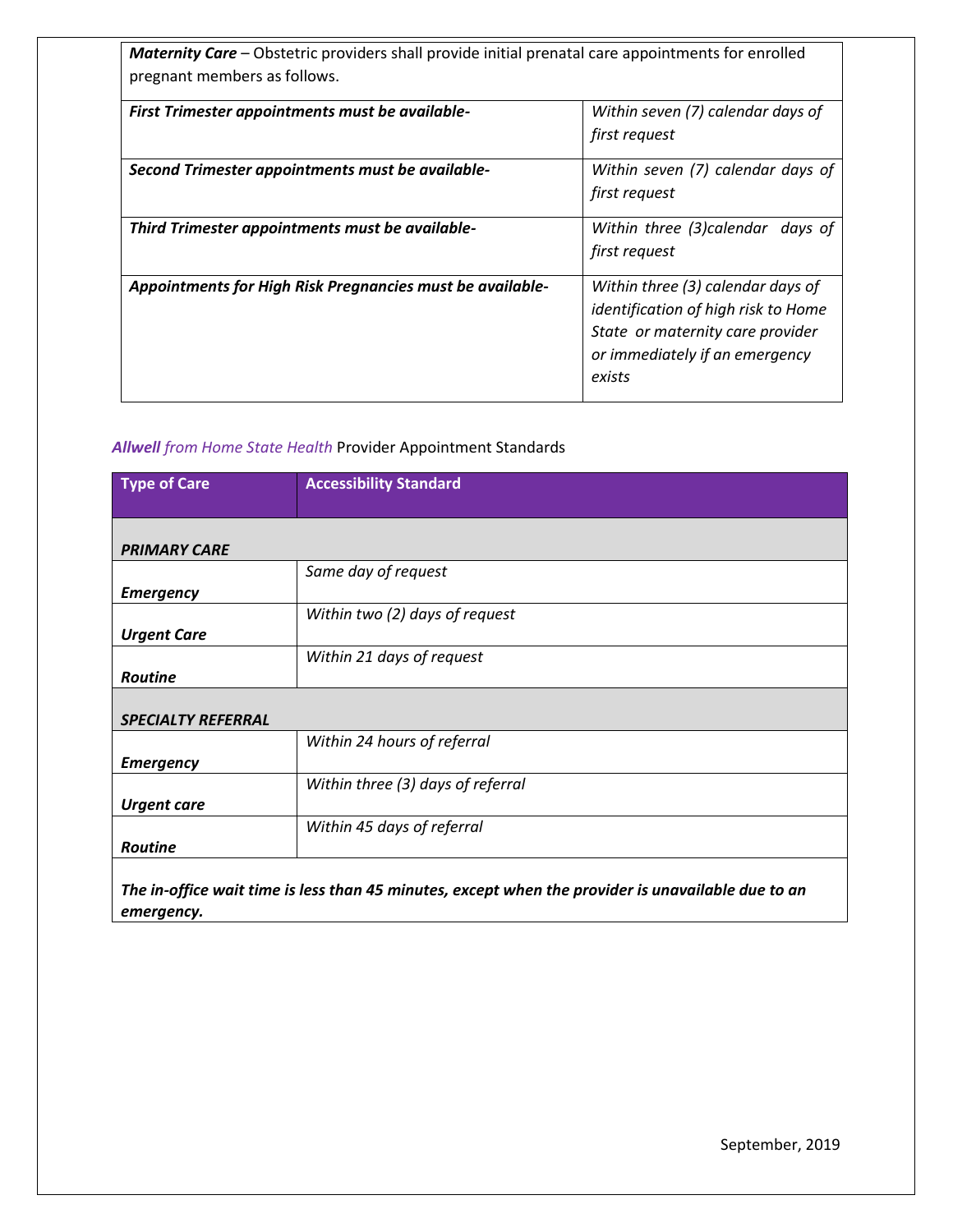| ***Maternity Care*** – Obstetric providers shall provide initial prenatal care appointments for enrolled pregnant members as follows. | |
|---|---|
| ***First Trimester appointments must be available-*** | *Within seven (7) calendar days of first request* |
| ***Second Trimester appointments must be available-*** | *Within seven (7) calendar days of first request* |
| ***Third Trimester appointments must be available-*** | *Within three (3)calendar days of first request* |
| ***Appointments for High Risk Pregnancies must be available-*** | *Within three (3) calendar days of identification of high risk to Home State or maternity care provider or immediately if an emergency exists* |

***Allwell*** *from Home State Health* Provider Appointment Standards

| Type of Care | Accessibility Standard |
|---|---|
| ***PRIMARY CARE*** | |
| ***Emergency*** | *Same day of request* |
| ***Urgent Care*** | *Within two (2) days of request* |
| ***Routine*** | *Within 21 days of request* |
| ***SPECIALTY REFERRAL*** | |
| ***Emergency*** | *Within 24 hours of referral* |
| ***Urgent care*** | *Within three (3) days of referral* |
| ***Routine*** | *Within 45 days of referral* |
| ***The in-office wait time is less than 45 minutes, except when the provider is unavailable due to an emergency.*** | |

September, 2019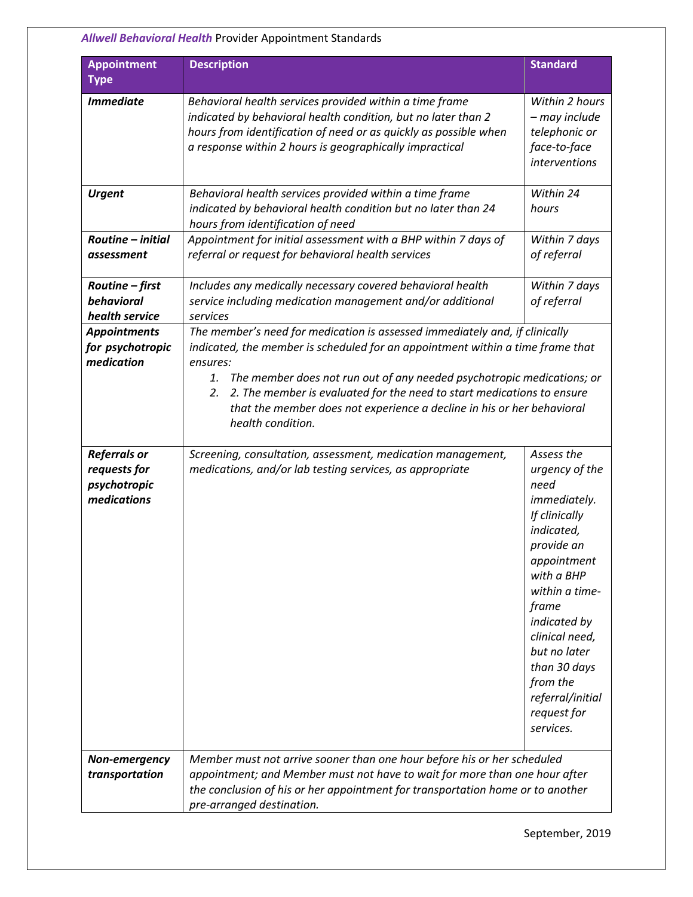***Allwell Behavioral Health*** Provider Appointment Standards

| Appointment Type | Description | Standard |
|---|---|---|
| ***Immediate*** | *Behavioral health services provided within a time frame indicated by behavioral health condition, but no later than 2 hours from identification of need or as quickly as possible when a response within 2 hours is geographically impractical* | *Within 2 hours – may include telephonic or face-to-face interventions* |
| ***Urgent*** | *Behavioral health services provided within a time frame indicated by behavioral health condition but no later than 24 hours from identification of need* | *Within 24 hours* |
| ***Routine – initial assessment*** | *Appointment for initial assessment with a BHP within 7 days of referral or request for behavioral health services* | *Within 7 days of referral* |
| ***Routine – first behavioral health service*** | *Includes any medically necessary covered behavioral health service including medication management and/or additional services* | *Within 7 days of referral* |
| ***Appointments for psychotropic medication*** | *The member's need for medication is assessed immediately and, if clinically indicated, the member is scheduled for an appointment within a time frame that ensures:* 1. *The member does not run out of any needed psychotropic medications; or* 2. *2. The member is evaluated for the need to start medications to ensure that the member does not experience a decline in his or her behavioral health condition.* | |
| ***Referrals or requests for psychotropic medications*** | *Screening, consultation, assessment, medication management, medications, and/or lab testing services, as appropriate* | *Assess the urgency of the need immediately. If clinically indicated, provide an appointment with a BHP within a time-frame indicated by clinical need, but no later than 30 days from the referral/initial request for services.* |
| ***Non-emergency transportation*** | *Member must not arrive sooner than one hour before his or her scheduled appointment; and Member must not have to wait for more than one hour after the conclusion of his or her appointment for transportation home or to another pre-arranged destination.* | |

September, 2019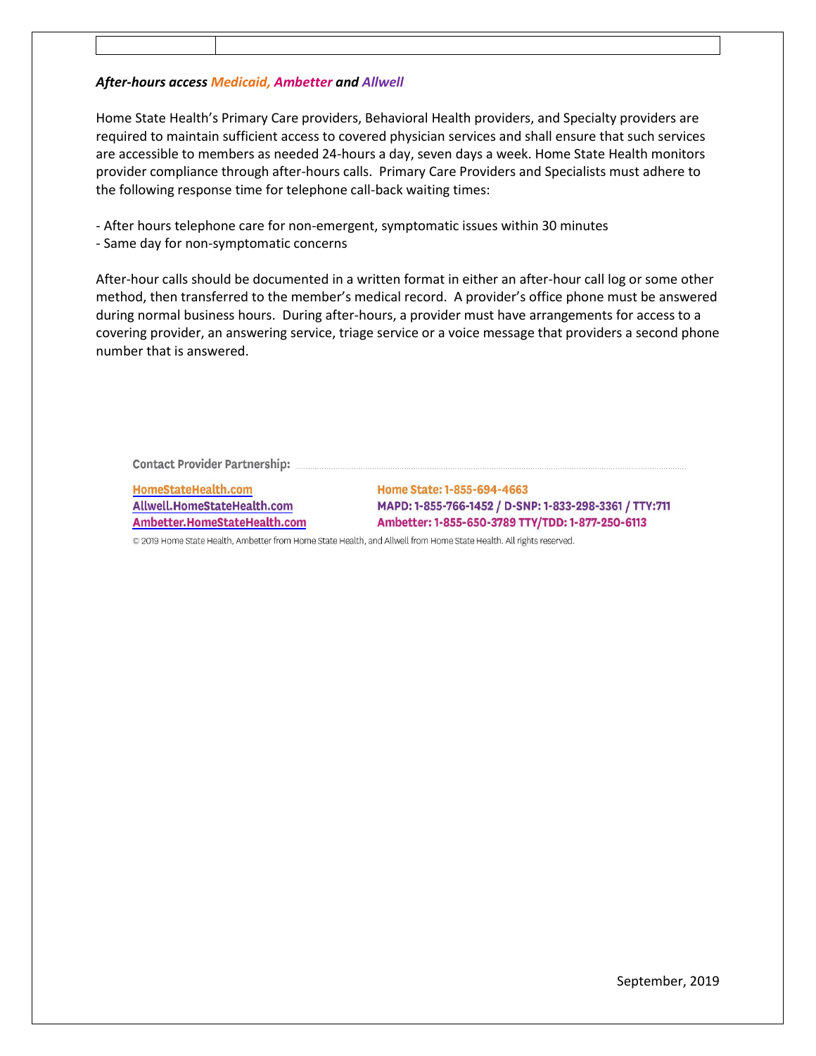| | |
|---|---|
| | |

***After-hours access Medicaid, Ambetter and Allwell***

Home State Health's Primary Care providers, Behavioral Health providers, and Specialty providers are required to maintain sufficient access to covered physician services and shall ensure that such services are accessible to members as needed 24-hours a day, seven days a week. Home State Health monitors provider compliance through after-hours calls. Primary Care Providers and Specialists must adhere to the following response time for telephone call-back waiting times:

- After hours telephone care for non-emergent, symptomatic issues within 30 minutes
- Same day for non-symptomatic concerns

After-hour calls should be documented in a written format in either an after-hour call log or some other method, then transferred to the member's medical record. A provider's office phone must be answered during normal business hours. During after-hours, a provider must have arrangements for access to a covering provider, an answering service, triage service or a voice message that providers a second phone number that is answered.

**Contact Provider Partnership:**

HomeStateHealth.com — Home State: 1-855-694-4663

Allwell.HomeStateHealth.com — MAPD: 1-855-766-1452 / D-SNP: 1-833-298-3361 / TTY:711

Ambetter.HomeStateHealth.com — Ambetter: 1-855-650-3789 TTY/TDD: 1-877-250-6113

© 2019 Home State Health, Ambetter from Home State Health, and Allwell from Home State Health. All rights reserved.

September, 2019